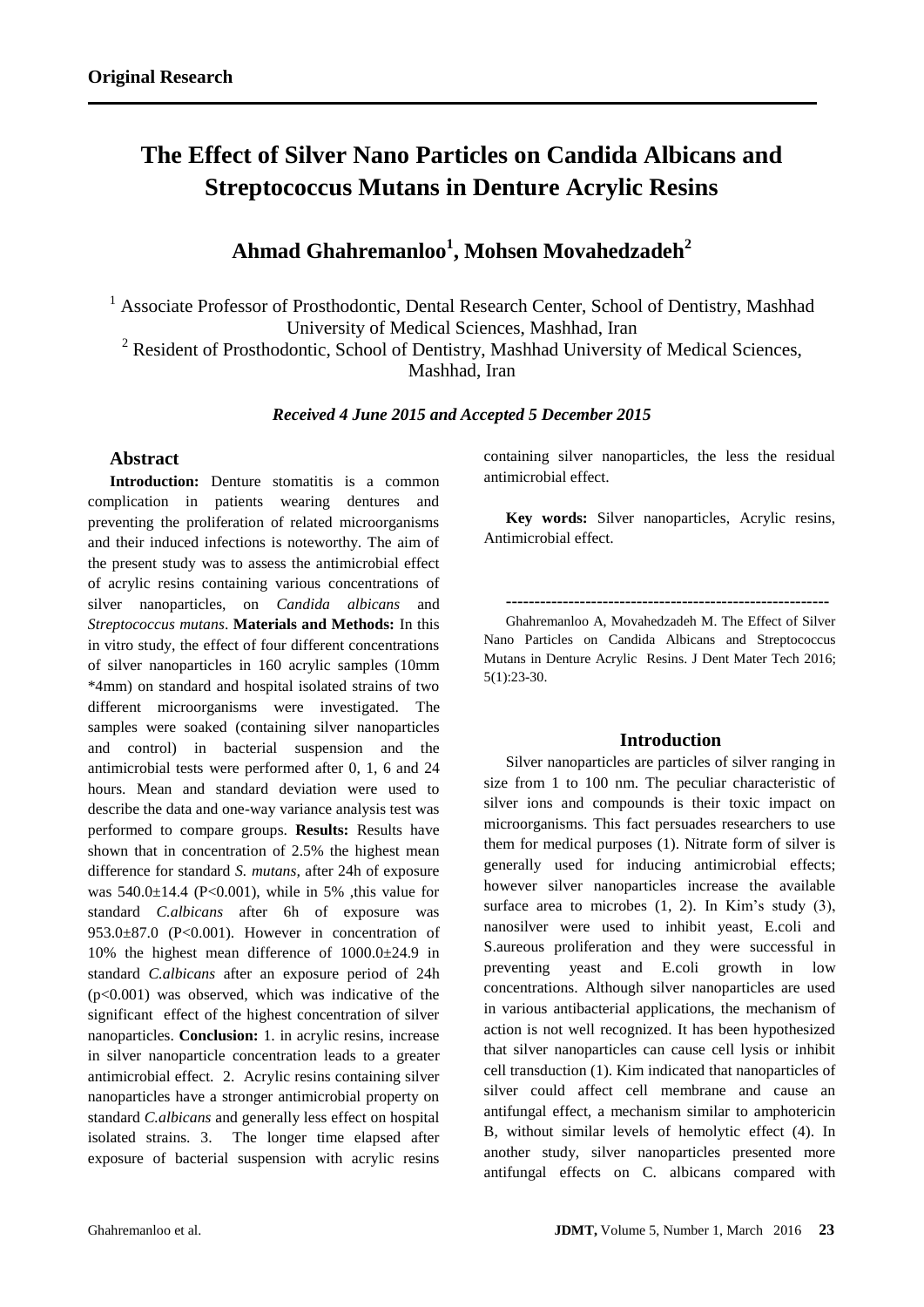**Original Research**

# The Effect of Silver Nano Particles on Candida Albicans and Streptococcus Mutans in Denture Acrylic Resins

## Ahmad Ghahremanloo[1], Mohsen Movahedzadeh[2]

[1] Associate Professor of Prosthodontic, Dental Research Center, School of Dentistry, Mashhad University of Medical Sciences, Mashhad, Iran

[2] Resident of Prosthodontic, School of Dentistry, Mashhad University of Medical Sciences, Mashhad, Iran

***Received 4 June 2015 and Accepted 5 December 2015***

### Abstract

**Introduction:** Denture stomatitis is a common complication in patients wearing dentures and preventing the proliferation of related microorganisms and their induced infections is noteworthy. The aim of the present study was to assess the antimicrobial effect of acrylic resins containing various concentrations of silver nanoparticles, on *Candida albicans* and *Streptococcus mutans*. **Materials and Methods:** In this in vitro study, the effect of four different concentrations of silver nanoparticles in 160 acrylic samples (10mm *4mm) on standard and hospital isolated strains of two different microorganisms were investigated. The samples were soaked (containing silver nanoparticles and control) in bacterial suspension and the antimicrobial tests were performed after 0, 1, 6 and 24 hours. Mean and standard deviation were used to describe the data and one-way variance analysis test was performed to compare groups. **Results:** Results have shown that in concentration of 2.5% the highest mean difference for standard *S. mutans,* after 24h of exposure was 540.0±14.4 (P<0.001), while in 5% ,this value for standard *C.albicans* after 6h of exposure was 953.0±87.0 (P<0.001). However in concentration of 10% the highest mean difference of 1000.0±24.9 in standard *C.albicans* after an exposure period of 24h (p<0.001) was observed, which was indicative of the significant effect of the highest concentration of silver nanoparticles. **Conclusion:** 1. in acrylic resins, increase in silver nanoparticle concentration leads to a greater antimicrobial effect. 2. Acrylic resins containing silver nanoparticles have a stronger antimicrobial property on standard *C.albicans* and generally less effect on hospital isolated strains. 3. The longer time elapsed after exposure of bacterial suspension with acrylic resins containing silver nanoparticles, the less the residual antimicrobial effect.

**Key words:** Silver nanoparticles, Acrylic resins, Antimicrobial effect.

---

Ghahremanloo A, Movahedzadeh M. The Effect of Silver Nano Particles on Candida Albicans and Streptococcus Mutans in Denture Acrylic Resins. J Dent Mater Tech 2016; 5(1):23-30.

### Introduction

Silver nanoparticles are particles of silver ranging in size from 1 to 100 nm. The peculiar characteristic of silver ions and compounds is their toxic impact on microorganisms. This fact persuades researchers to use them for medical purposes (1). Nitrate form of silver is generally used for inducing antimicrobial effects; however silver nanoparticles increase the available surface area to microbes (1, 2). In Kim's study (3), nanosilver were used to inhibit yeast, E.coli and S.aureous proliferation and they were successful in preventing yeast and E.coli growth in low concentrations. Although silver nanoparticles are used in various antibacterial applications, the mechanism of action is not well recognized. It has been hypothesized that silver nanoparticles can cause cell lysis or inhibit cell transduction (1). Kim indicated that nanoparticles of silver could affect cell membrane and cause an antifungal effect, a mechanism similar to amphotericin B, without similar levels of hemolytic effect (4). In another study, silver nanoparticles presented more antifungal effects on C. albicans compared with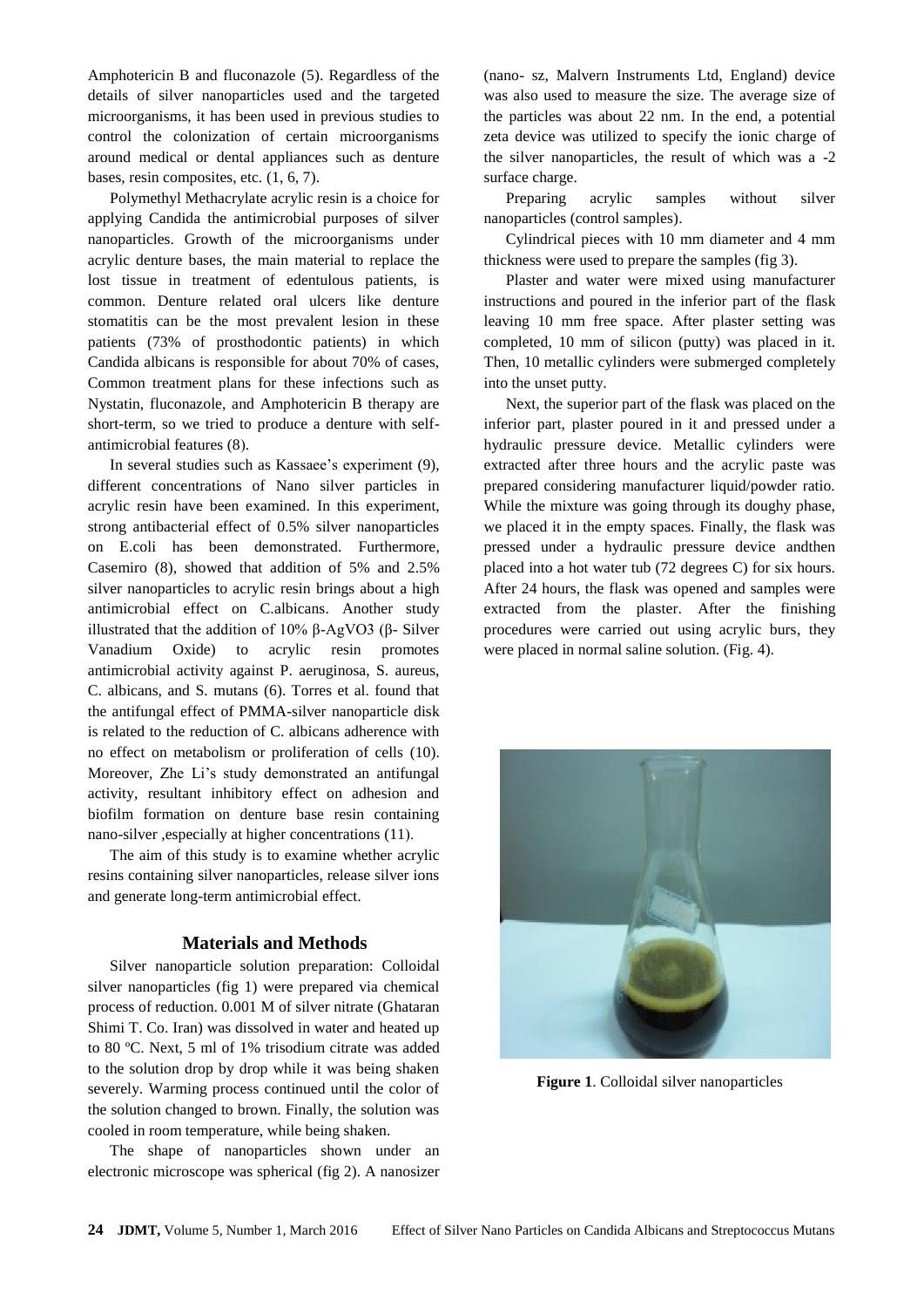Amphotericin B and fluconazole (5). Regardless of the details of silver nanoparticles used and the targeted microorganisms, it has been used in previous studies to control the colonization of certain microorganisms around medical or dental appliances such as denture bases, resin composites, etc. (1, 6, 7).

Polymethyl Methacrylate acrylic resin is a choice for applying Candida the antimicrobial purposes of silver nanoparticles. Growth of the microorganisms under acrylic denture bases, the main material to replace the lost tissue in treatment of edentulous patients, is common. Denture related oral ulcers like denture stomatitis can be the most prevalent lesion in these patients (73% of prosthodontic patients) in which Candida albicans is responsible for about 70% of cases, Common treatment plans for these infections such as Nystatin, fluconazole, and Amphotericin B therapy are short-term, so we tried to produce a denture with self-antimicrobial features (8).

In several studies such as Kassaee's experiment (9), different concentrations of Nano silver particles in acrylic resin have been examined. In this experiment, strong antibacterial effect of 0.5% silver nanoparticles on E.coli has been demonstrated. Furthermore, Casemiro (8), showed that addition of 5% and 2.5% silver nanoparticles to acrylic resin brings about a high antimicrobial effect on C.albicans. Another study illustrated that the addition of 10% β-$AgVO_3$ (β- Silver Vanadium Oxide) to acrylic resin promotes antimicrobial activity against P. aeruginosa, S. aureus, C. albicans, and S. mutans (6). Torres et al. found that the antifungal effect of PMMA-silver nanoparticle disk is related to the reduction of C. albicans adherence with no effect on metabolism or proliferation of cells (10). Moreover, Zhe Li's study demonstrated an antifungal activity, resultant inhibitory effect on adhesion and biofilm formation on denture base resin containing nano-silver ,especially at higher concentrations (11).

The aim of this study is to examine whether acrylic resins containing silver nanoparticles, release silver ions and generate long-term antimicrobial effect.

## Materials and Methods

Silver nanoparticle solution preparation: Colloidal silver nanoparticles (fig 1) were prepared via chemical process of reduction. 0.001 M of silver nitrate (Ghataran Shimi T. Co. Iran) was dissolved in water and heated up to 80 ºC. Next, 5 ml of 1% trisodium citrate was added to the solution drop by drop while it was being shaken severely. Warming process continued until the color of the solution changed to brown. Finally, the solution was cooled in room temperature, while being shaken.

The shape of nanoparticles shown under an electronic microscope was spherical (fig 2). A nanosizer (nano- sz, Malvern Instruments Ltd, England) device was also used to measure the size. The average size of the particles was about 22 nm. In the end, a potential zeta device was utilized to specify the ionic charge of the silver nanoparticles, the result of which was a -2 surface charge.

Preparing acrylic samples without silver nanoparticles (control samples).

Cylindrical pieces with 10 mm diameter and 4 mm thickness were used to prepare the samples (fig 3).

Plaster and water were mixed using manufacturer instructions and poured in the inferior part of the flask leaving 10 mm free space. After plaster setting was completed, 10 mm of silicon (putty) was placed in it. Then, 10 metallic cylinders were submerged completely into the unset putty.

Next, the superior part of the flask was placed on the inferior part, plaster poured in it and pressed under a hydraulic pressure device. Metallic cylinders were extracted after three hours and the acrylic paste was prepared considering manufacturer liquid/powder ratio. While the mixture was going through its doughy phase, we placed it in the empty spaces. Finally, the flask was pressed under a hydraulic pressure device andthen placed into a hot water tub (72 degrees C) for six hours. After 24 hours, the flask was opened and samples were extracted from the plaster. After the finishing procedures were carried out using acrylic burs, they were placed in normal saline solution. (Fig. 4).

**Figure 1**. Colloidal silver nanoparticles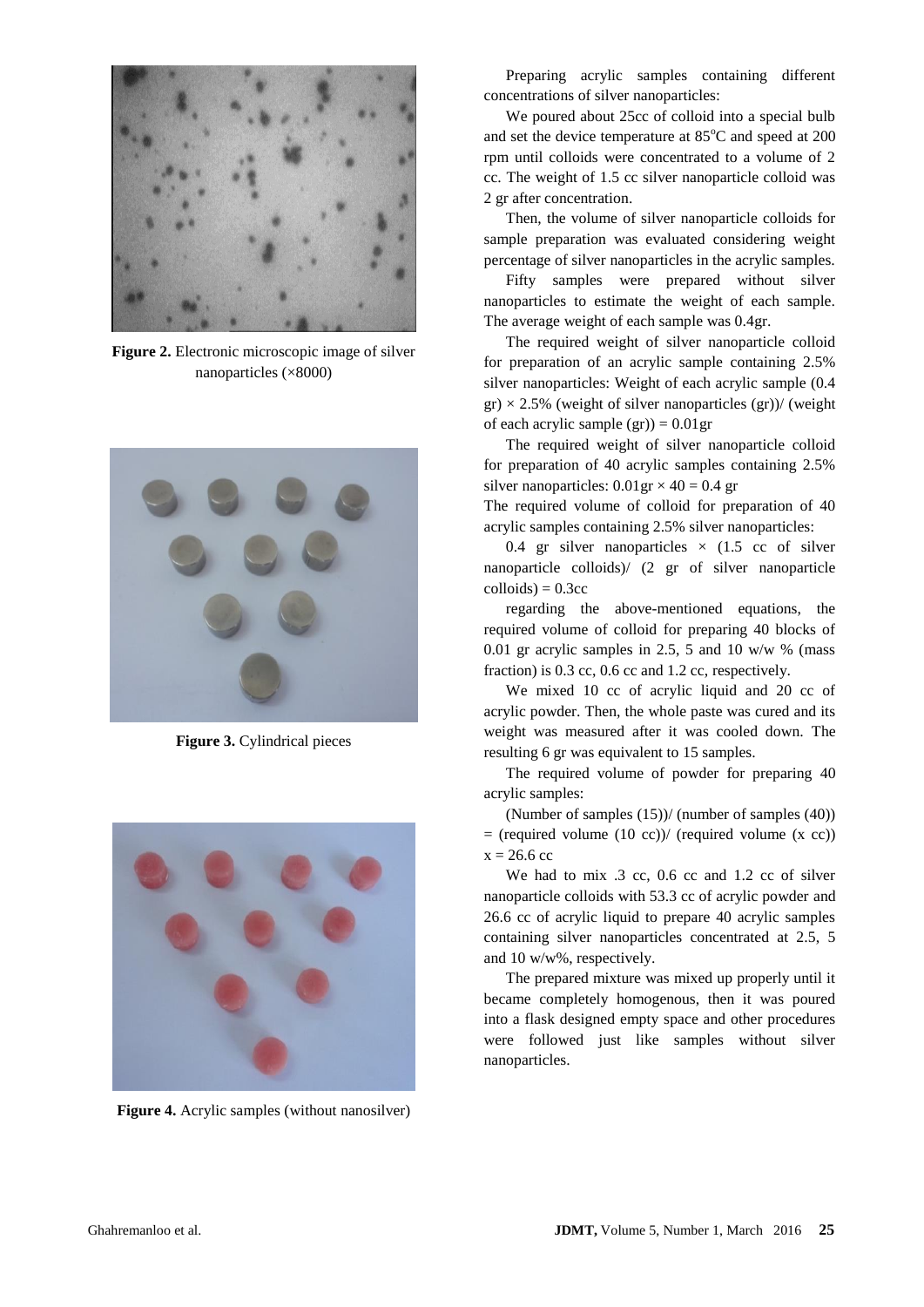Figure 2. Electronic microscopic image of silver nanoparticles (×8000)

Figure 3. Cylindrical pieces

Figure 4. Acrylic samples (without nanosilver)

Preparing acrylic samples containing different concentrations of silver nanoparticles:

We poured about 25cc of colloid into a special bulb and set the device temperature at 85°C and speed at 200 rpm until colloids were concentrated to a volume of 2 cc. The weight of 1.5 cc silver nanoparticle colloid was 2 gr after concentration.

Then, the volume of silver nanoparticle colloids for sample preparation was evaluated considering weight percentage of silver nanoparticles in the acrylic samples.

Fifty samples were prepared without silver nanoparticles to estimate the weight of each sample. The average weight of each sample was 0.4gr.

The required weight of silver nanoparticle colloid for preparation of an acrylic sample containing 2.5% silver nanoparticles: Weight of each acrylic sample (0.4 gr) × 2.5% (weight of silver nanoparticles (gr))/ (weight of each acrylic sample (gr)) = 0.01gr

The required weight of silver nanoparticle colloid for preparation of 40 acrylic samples containing 2.5% silver nanoparticles: 0.01gr × 40 = 0.4 gr

The required volume of colloid for preparation of 40 acrylic samples containing 2.5% silver nanoparticles:

0.4 gr silver nanoparticles × (1.5 cc of silver nanoparticle colloids)/ (2 gr of silver nanoparticle colloids) = 0.3cc

regarding the above-mentioned equations, the required volume of colloid for preparing 40 blocks of 0.01 gr acrylic samples in 2.5, 5 and 10 w/w % (mass fraction) is 0.3 cc, 0.6 cc and 1.2 cc, respectively.

We mixed 10 cc of acrylic liquid and 20 cc of acrylic powder. Then, the whole paste was cured and its weight was measured after it was cooled down. The resulting 6 gr was equivalent to 15 samples.

The required volume of powder for preparing 40 acrylic samples:

(Number of samples (15))/ (number of samples (40)) = (required volume (10 cc))/ (required volume (x cc))
x = 26.6 cc

We had to mix .3 cc, 0.6 cc and 1.2 cc of silver nanoparticle colloids with 53.3 cc of acrylic powder and 26.6 cc of acrylic liquid to prepare 40 acrylic samples containing silver nanoparticles concentrated at 2.5, 5 and 10 w/w%, respectively.

The prepared mixture was mixed up properly until it became completely homogenous, then it was poured into a flask designed empty space and other procedures were followed just like samples without silver nanoparticles.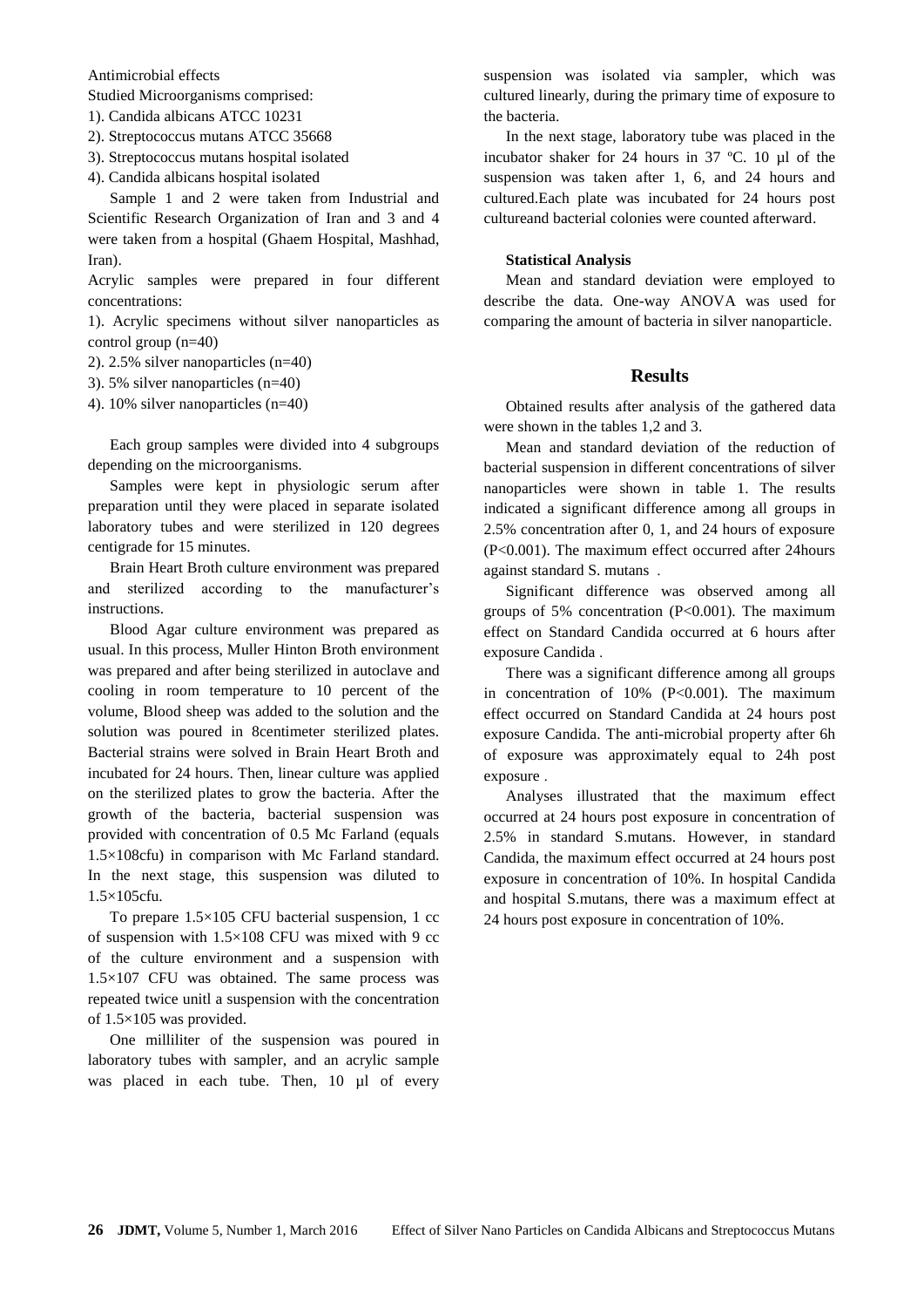Antimicrobial effects

Studied Microorganisms comprised:

1). Candida albicans ATCC 10231
2). Streptococcus mutans ATCC 35668
3). Streptococcus mutans hospital isolated
4). Candida albicans hospital isolated

Sample 1 and 2 were taken from Industrial and Scientific Research Organization of Iran and 3 and 4 were taken from a hospital (Ghaem Hospital, Mashhad, Iran).

Acrylic samples were prepared in four different concentrations:

1). Acrylic specimens without silver nanoparticles as control group (n=40)
2). 2.5% silver nanoparticles (n=40)
3). 5% silver nanoparticles (n=40)
4). 10% silver nanoparticles (n=40)

Each group samples were divided into 4 subgroups depending on the microorganisms.

Samples were kept in physiologic serum after preparation until they were placed in separate isolated laboratory tubes and were sterilized in 120 degrees centigrade for 15 minutes.

Brain Heart Broth culture environment was prepared and sterilized according to the manufacturer's instructions.

Blood Agar culture environment was prepared as usual. In this process, Muller Hinton Broth environment was prepared and after being sterilized in autoclave and cooling in room temperature to 10 percent of the volume, Blood sheep was added to the solution and the solution was poured in 8centimeter sterilized plates. Bacterial strains were solved in Brain Heart Broth and incubated for 24 hours. Then, linear culture was applied on the sterilized plates to grow the bacteria. After the growth of the bacteria, bacterial suspension was provided with concentration of 0.5 Mc Farland (equals $1.5\times10^8$cfu) in comparison with Mc Farland standard. In the next stage, this suspension was diluted to $1.5\times10^5$cfu.

To prepare $1.5\times10^5$ CFU bacterial suspension, 1 cc of suspension with $1.5\times10^8$ CFU was mixed with 9 cc of the culture environment and a suspension with $1.5\times10^7$ CFU was obtained. The same process was repeated twice unitl a suspension with the concentration of $1.5\times10^5$ was provided.

One milliliter of the suspension was poured in laboratory tubes with sampler, and an acrylic sample was placed in each tube. Then, 10 µl of every suspension was isolated via sampler, which was cultured linearly, during the primary time of exposure to the bacteria.

In the next stage, laboratory tube was placed in the incubator shaker for 24 hours in 37 ºC. 10 µl of the suspension was taken after 1, 6, and 24 hours and cultured.Each plate was incubated for 24 hours post cultureand bacterial colonies were counted afterward.

**Statistical Analysis**

Mean and standard deviation were employed to describe the data. One-way ANOVA was used for comparing the amount of bacteria in silver nanoparticle.

## Results

Obtained results after analysis of the gathered data were shown in the tables 1,2 and 3.

Mean and standard deviation of the reduction of bacterial suspension in different concentrations of silver nanoparticles were shown in table 1. The results indicated a significant difference among all groups in 2.5% concentration after 0, 1, and 24 hours of exposure ($P<0.001$). The maximum effect occurred after 24hours against standard S. mutans .

Significant difference was observed among all groups of 5% concentration ($P<0.001$). The maximum effect on Standard Candida occurred at 6 hours after exposure Candida .

There was a significant difference among all groups in concentration of 10% ($P<0.001$). The maximum effect occurred on Standard Candida at 24 hours post exposure Candida. The anti-microbial property after 6h of exposure was approximately equal to 24h post exposure .

Analyses illustrated that the maximum effect occurred at 24 hours post exposure in concentration of 2.5% in standard S.mutans. However, in standard Candida, the maximum effect occurred at 24 hours post exposure in concentration of 10%. In hospital Candida and hospital S.mutans, there was a maximum effect at 24 hours post exposure in concentration of 10%.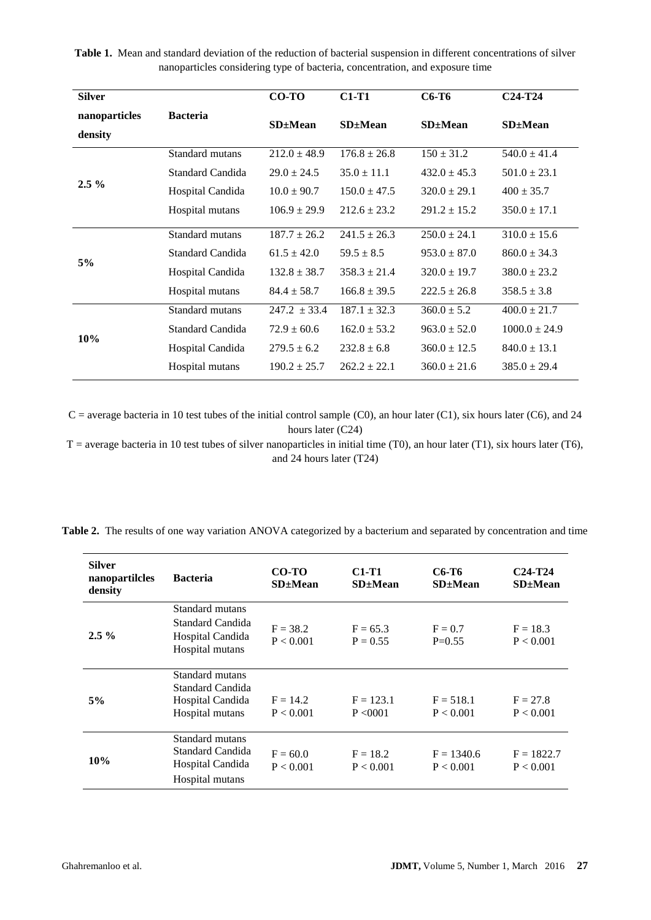**Table 1.** Mean and standard deviation of the reduction of bacterial suspension in different concentrations of silver nanoparticles considering type of bacteria, concentration, and exposure time

| Silver nanoparticles density | Bacteria | CO-TO SD±Mean | C1-T1 SD±Mean | C6-T6 SD±Mean | C24-T24 SD±Mean |
|---|---|---|---|---|---|
| 2.5 % | Standard mutans | 212.0 ± 48.9 | 176.8 ± 26.8 | 150 ± 31.2 | 540.0 ± 41.4 |
| | Standard Candida | 29.0 ± 24.5 | 35.0 ± 11.1 | 432.0 ± 45.3 | 501.0 ± 23.1 |
| | Hospital Candida | 10.0 ± 90.7 | 150.0 ± 47.5 | 320.0 ± 29.1 | 400 ± 35.7 |
| | Hospital mutans | 106.9 ± 29.9 | 212.6 ± 23.2 | 291.2 ± 15.2 | 350.0 ± 17.1 |
| 5% | Standard mutans | 187.7 ± 26.2 | 241.5 ± 26.3 | 250.0 ± 24.1 | 310.0 ± 15.6 |
| | Standard Candida | 61.5 ± 42.0 | 59.5 ± 8.5 | 953.0 ± 87.0 | 860.0 ± 34.3 |
| | Hospital Candida | 132.8 ± 38.7 | 358.3 ± 21.4 | 320.0 ± 19.7 | 380.0 ± 23.2 |
| | Hospital mutans | 84.4 ± 58.7 | 166.8 ± 39.5 | 222.5 ± 26.8 | 358.5 ± 3.8 |
| 10% | Standard mutans | 247.2 ± 33.4 | 187.1 ± 32.3 | 360.0 ± 5.2 | 400.0 ± 21.7 |
| | Standard Candida | 72.9 ± 60.6 | 162.0 ± 53.2 | 963.0 ± 52.0 | 1000.0 ± 24.9 |
| | Hospital Candida | 279.5 ± 6.2 | 232.8 ± 6.8 | 360.0 ± 12.5 | 840.0 ± 13.1 |
| | Hospital mutans | 190.2 ± 25.7 | 262.2 ± 22.1 | 360.0 ± 21.6 | 385.0 ± 29.4 |

C = average bacteria in 10 test tubes of the initial control sample (C0), an hour later (C1), six hours later (C6), and 24 hours later (C24)

T = average bacteria in 10 test tubes of silver nanoparticles in initial time (T0), an hour later (T1), six hours later (T6), and 24 hours later (T24)

**Table 2.** The results of one way variation ANOVA categorized by a bacterium and separated by concentration and time

| Silver nanopartilcles density | Bacteria | CO-TO SD±Mean | C1-T1 SD±Mean | C6-T6 SD±Mean | C24-T24 SD±Mean |
|---|---|---|---|---|---|
| 2.5 % | Standard mutans<br>Standard Candida<br>Hospital Candida<br>Hospital mutans | F = 38.2<br>P < 0.001 | F = 65.3<br>P = 0.55 | F = 0.7<br>P=0.55 | F = 18.3<br>P < 0.001 |
| 5% | Standard mutans<br>Standard Candida<br>Hospital Candida<br>Hospital mutans | F = 14.2<br>P < 0.001 | F = 123.1<br>P <0001 | F = 518.1<br>P < 0.001 | F = 27.8<br>P < 0.001 |
| 10% | Standard mutans<br>Standard Candida<br>Hospital Candida<br>Hospital mutans | F = 60.0<br>P < 0.001 | F = 18.2<br>P < 0.001 | F = 1340.6<br>P < 0.001 | F = 1822.7<br>P < 0.001 |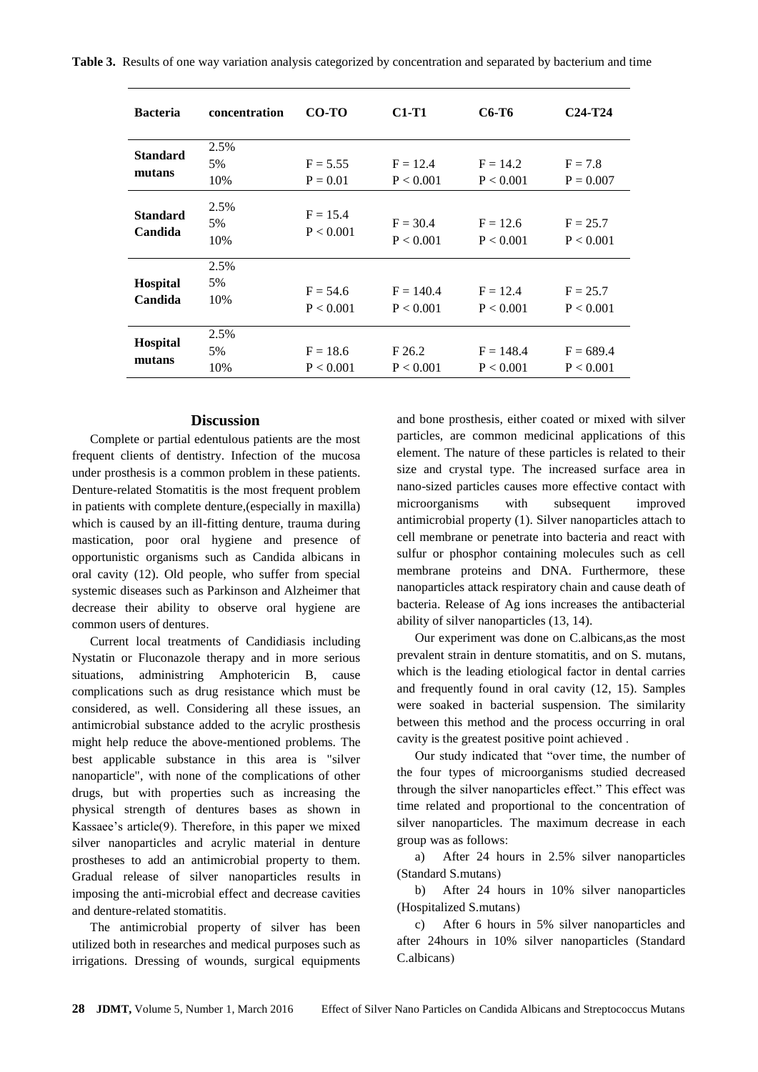**Table 3.** Results of one way variation analysis categorized by concentration and separated by bacterium and time

| Bacteria | concentration | CO-TO | C1-T1 | C6-T6 | C24-T24 |
|---|---|---|---|---|---|
| **Standard mutans** | 2.5%<br>5%<br>10% | F = 5.55<br>P = 0.01 | F = 12.4<br>P < 0.001 | F = 14.2<br>P < 0.001 | F = 7.8<br>P = 0.007 |
| **Standard Candida** | 2.5%<br>5%<br>10% | F = 15.4<br>P < 0.001 | F = 30.4<br>P < 0.001 | F = 12.6<br>P < 0.001 | F = 25.7<br>P < 0.001 |
| **Hospital Candida** | 2.5%<br>5%<br>10% | F = 54.6<br>P < 0.001 | F = 140.4<br>P < 0.001 | F = 12.4<br>P < 0.001 | F = 25.7<br>P < 0.001 |
| **Hospital mutans** | 2.5%<br>5%<br>10% | F = 18.6<br>P < 0.001 | F 26.2<br>P < 0.001 | F = 148.4<br>P < 0.001 | F = 689.4<br>P < 0.001 |

## Discussion

Complete or partial edentulous patients are the most frequent clients of dentistry. Infection of the mucosa under prosthesis is a common problem in these patients. Denture-related Stomatitis is the most frequent problem in patients with complete denture,(especially in maxilla) which is caused by an ill-fitting denture, trauma during mastication, poor oral hygiene and presence of opportunistic organisms such as Candida albicans in oral cavity (12). Old people, who suffer from special systemic diseases such as Parkinson and Alzheimer that decrease their ability to observe oral hygiene are common users of dentures.

Current local treatments of Candidiasis including Nystatin or Fluconazole therapy and in more serious situations, administring Amphotericin B, cause complications such as drug resistance which must be considered, as well. Considering all these issues, an antimicrobial substance added to the acrylic prosthesis might help reduce the above-mentioned problems. The best applicable substance in this area is "silver nanoparticle", with none of the complications of other drugs, but with properties such as increasing the physical strength of dentures bases as shown in Kassaee's article(9). Therefore, in this paper we mixed silver nanoparticles and acrylic material in denture prostheses to add an antimicrobial property to them. Gradual release of silver nanoparticles results in imposing the anti-microbial effect and decrease cavities and denture-related stomatitis.

The antimicrobial property of silver has been utilized both in researches and medical purposes such as irrigations. Dressing of wounds, surgical equipments and bone prosthesis, either coated or mixed with silver particles, are common medicinal applications of this element. The nature of these particles is related to their size and crystal type. The increased surface area in nano-sized particles causes more effective contact with microorganisms with subsequent improved antimicrobial property (1). Silver nanoparticles attach to cell membrane or penetrate into bacteria and react with sulfur or phosphor containing molecules such as cell membrane proteins and DNA. Furthermore, these nanoparticles attack respiratory chain and cause death of bacteria. Release of Ag ions increases the antibacterial ability of silver nanoparticles (13, 14).

Our experiment was done on C.albicans,as the most prevalent strain in denture stomatitis, and on S. mutans, which is the leading etiological factor in dental carries and frequently found in oral cavity (12, 15). Samples were soaked in bacterial suspension. The similarity between this method and the process occurring in oral cavity is the greatest positive point achieved .

Our study indicated that "over time, the number of the four types of microorganisms studied decreased through the silver nanoparticles effect." This effect was time related and proportional to the concentration of silver nanoparticles. The maximum decrease in each group was as follows:

a) After 24 hours in 2.5% silver nanoparticles (Standard S.mutans)

b) After 24 hours in 10% silver nanoparticles (Hospitalized S.mutans)

c) After 6 hours in 5% silver nanoparticles and after 24hours in 10% silver nanoparticles (Standard C.albicans)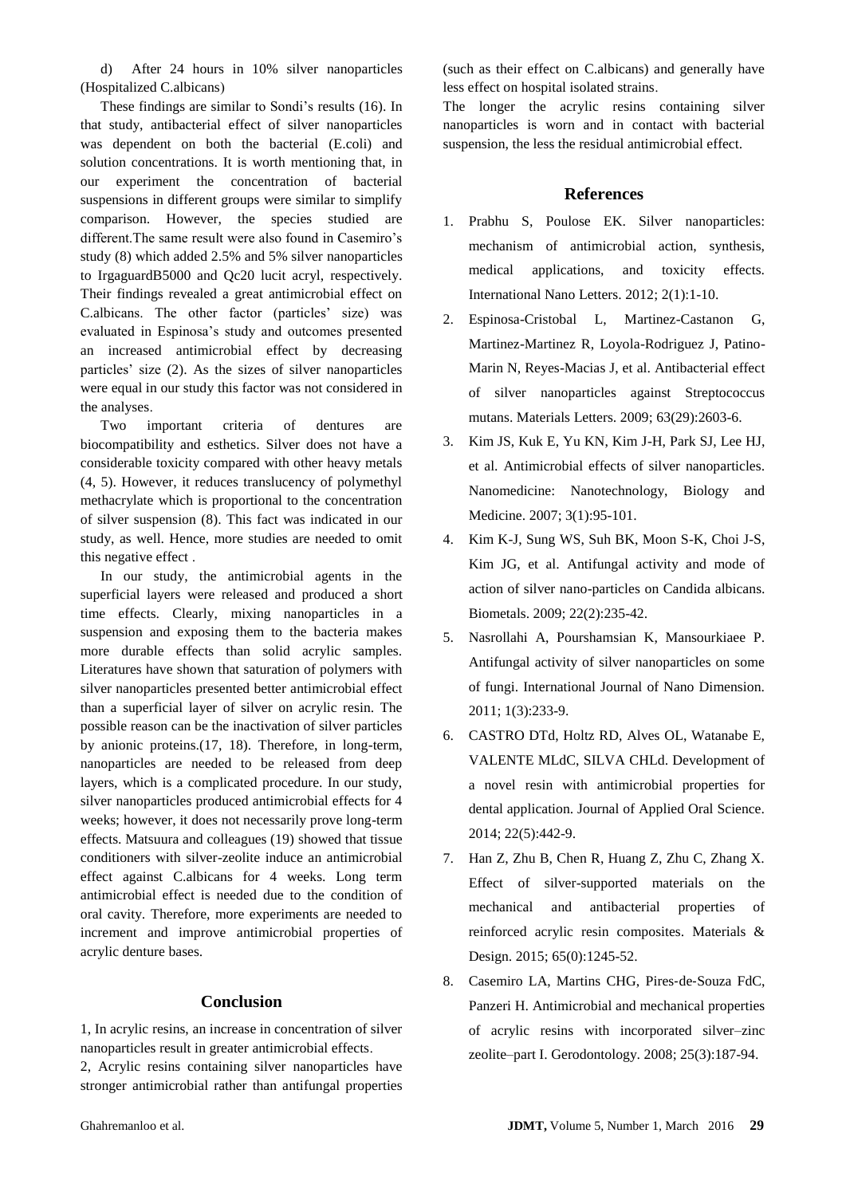d) After 24 hours in 10% silver nanoparticles (Hospitalized C.albicans)

These findings are similar to Sondi's results (16). In that study, antibacterial effect of silver nanoparticles was dependent on both the bacterial (E.coli) and solution concentrations. It is worth mentioning that, in our experiment the concentration of bacterial suspensions in different groups were similar to simplify comparison. However, the species studied are different.The same result were also found in Casemiro's study (8) which added 2.5% and 5% silver nanoparticles to IrgaguardB5000 and Qc20 lucit acryl, respectively. Their findings revealed a great antimicrobial effect on C.albicans. The other factor (particles' size) was evaluated in Espinosa's study and outcomes presented an increased antimicrobial effect by decreasing particles' size (2). As the sizes of silver nanoparticles were equal in our study this factor was not considered in the analyses.

Two important criteria of dentures are biocompatibility and esthetics. Silver does not have a considerable toxicity compared with other heavy metals (4, 5). However, it reduces translucency of polymethyl methacrylate which is proportional to the concentration of silver suspension (8). This fact was indicated in our study, as well. Hence, more studies are needed to omit this negative effect .

In our study, the antimicrobial agents in the superficial layers were released and produced a short time effects. Clearly, mixing nanoparticles in a suspension and exposing them to the bacteria makes more durable effects than solid acrylic samples. Literatures have shown that saturation of polymers with silver nanoparticles presented better antimicrobial effect than a superficial layer of silver on acrylic resin. The possible reason can be the inactivation of silver particles by anionic proteins.(17, 18). Therefore, in long-term, nanoparticles are needed to be released from deep layers, which is a complicated procedure. In our study, silver nanoparticles produced antimicrobial effects for 4 weeks; however, it does not necessarily prove long-term effects. Matsuura and colleagues (19) showed that tissue conditioners with silver-zeolite induce an antimicrobial effect against C.albicans for 4 weeks. Long term antimicrobial effect is needed due to the condition of oral cavity. Therefore, more experiments are needed to increment and improve antimicrobial properties of acrylic denture bases.

## Conclusion

1, In acrylic resins, an increase in concentration of silver nanoparticles result in greater antimicrobial effects.

2, Acrylic resins containing silver nanoparticles have stronger antimicrobial rather than antifungal properties (such as their effect on C.albicans) and generally have less effect on hospital isolated strains.

The longer the acrylic resins containing silver nanoparticles is worn and in contact with bacterial suspension, the less the residual antimicrobial effect.

## References

1. Prabhu S, Poulose EK. Silver nanoparticles: mechanism of antimicrobial action, synthesis, medical applications, and toxicity effects. International Nano Letters. 2012; 2(1):1-10.
2. Espinosa-Cristobal L, Martinez-Castanon G, Martinez-Martinez R, Loyola-Rodriguez J, Patino-Marin N, Reyes-Macias J, et al. Antibacterial effect of silver nanoparticles against Streptococcus mutans. Materials Letters. 2009; 63(29):2603-6.
3. Kim JS, Kuk E, Yu KN, Kim J-H, Park SJ, Lee HJ, et al. Antimicrobial effects of silver nanoparticles. Nanomedicine: Nanotechnology, Biology and Medicine. 2007; 3(1):95-101.
4. Kim K-J, Sung WS, Suh BK, Moon S-K, Choi J-S, Kim JG, et al. Antifungal activity and mode of action of silver nano-particles on Candida albicans. Biometals. 2009; 22(2):235-42.
5. Nasrollahi A, Pourshamsian K, Mansourkiaee P. Antifungal activity of silver nanoparticles on some of fungi. International Journal of Nano Dimension. 2011; 1(3):233-9.
6. CASTRO DTd, Holtz RD, Alves OL, Watanabe E, VALENTE MLdC, SILVA CHLd. Development of a novel resin with antimicrobial properties for dental application. Journal of Applied Oral Science. 2014; 22(5):442-9.
7. Han Z, Zhu B, Chen R, Huang Z, Zhu C, Zhang X. Effect of silver-supported materials on the mechanical and antibacterial properties of reinforced acrylic resin composites. Materials & Design. 2015; 65(0):1245-52.
8. Casemiro LA, Martins CHG, Pires‐de‐Souza FdC, Panzeri H. Antimicrobial and mechanical properties of acrylic resins with incorporated silver–zinc zeolite–part I. Gerodontology. 2008; 25(3):187-94.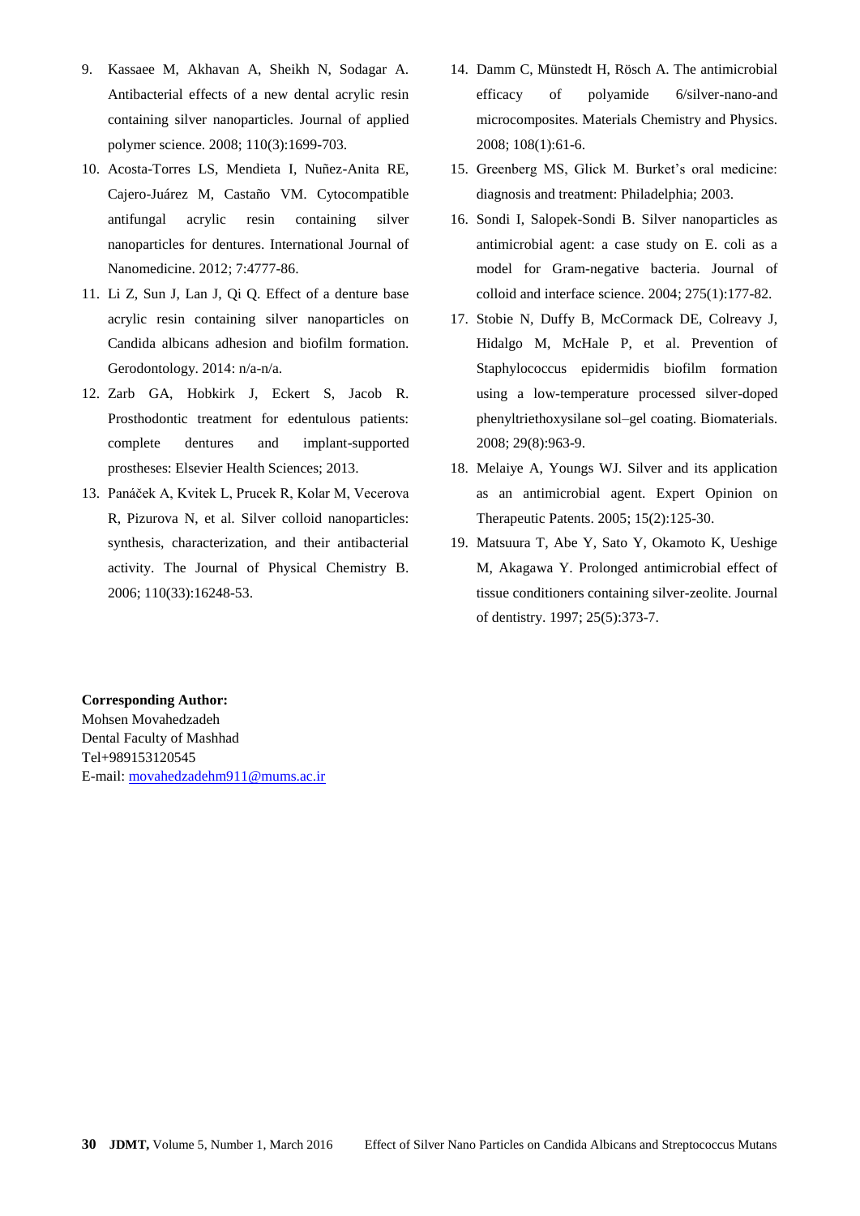9. Kassaee M, Akhavan A, Sheikh N, Sodagar A. Antibacterial effects of a new dental acrylic resin containing silver nanoparticles. Journal of applied polymer science. 2008; 110(3):1699-703.
10. Acosta-Torres LS, Mendieta I, Nuñez-Anita RE, Cajero-Juárez M, Castaño VM. Cytocompatible antifungal acrylic resin containing silver nanoparticles for dentures. International Journal of Nanomedicine. 2012; 7:4777-86.
11. Li Z, Sun J, Lan J, Qi Q. Effect of a denture base acrylic resin containing silver nanoparticles on Candida albicans adhesion and biofilm formation. Gerodontology. 2014: n/a-n/a.
12. Zarb GA, Hobkirk J, Eckert S, Jacob R. Prosthodontic treatment for edentulous patients: complete dentures and implant-supported prostheses: Elsevier Health Sciences; 2013.
13. Panáček A, Kvitek L, Prucek R, Kolar M, Vecerova R, Pizurova N, et al. Silver colloid nanoparticles: synthesis, characterization, and their antibacterial activity. The Journal of Physical Chemistry B. 2006; 110(33):16248-53.
14. Damm C, Münstedt H, Rösch A. The antimicrobial efficacy of polyamide 6/silver-nano-and microcomposites. Materials Chemistry and Physics. 2008; 108(1):61-6.
15. Greenberg MS, Glick M. Burket's oral medicine: diagnosis and treatment: Philadelphia; 2003.
16. Sondi I, Salopek-Sondi B. Silver nanoparticles as antimicrobial agent: a case study on E. coli as a model for Gram-negative bacteria. Journal of colloid and interface science. 2004; 275(1):177-82.
17. Stobie N, Duffy B, McCormack DE, Colreavy J, Hidalgo M, McHale P, et al. Prevention of Staphylococcus epidermidis biofilm formation using a low-temperature processed silver-doped phenyltriethoxysilane sol–gel coating. Biomaterials. 2008; 29(8):963-9.
18. Melaiye A, Youngs WJ. Silver and its application as an antimicrobial agent. Expert Opinion on Therapeutic Patents. 2005; 15(2):125-30.
19. Matsuura T, Abe Y, Sato Y, Okamoto K, Ueshige M, Akagawa Y. Prolonged antimicrobial effect of tissue conditioners containing silver-zeolite. Journal of dentistry. 1997; 25(5):373-7.

**Corresponding Author:**
Mohsen Movahedzadeh
Dental Faculty of Mashhad
Tel+989153120545
E-mail: movahedzadehm911@mums.ac.ir